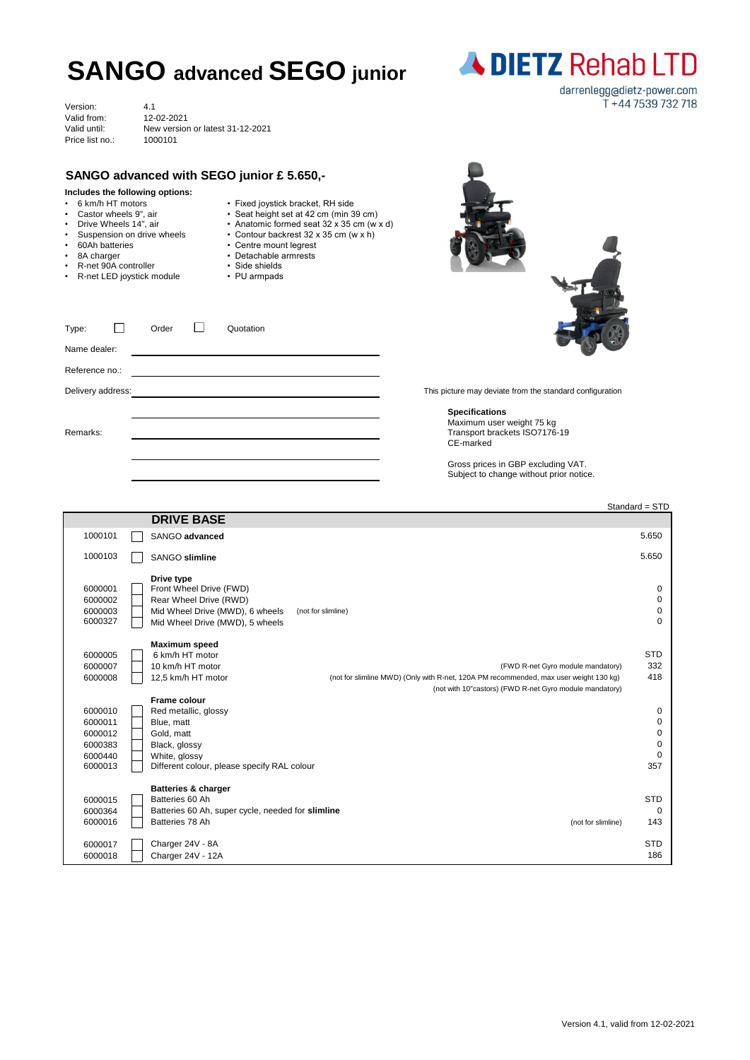# SANGO advanced SEGO junior

**DIETZ Rehab LTD**
darrenlegg@dietz-power.com
T +44 7539 732 718

| | |
|---|---|
| Version: | 4.1 |
| Valid from: | 12-02-2021 |
| Valid until: | New version or latest 31-12-2021 |
| Price list no.: | 1000101 |

## SANGO advanced with SEGO junior £ 5.650,-

**Includes the following options:**

- 6 km/h HT motors
- Castor wheels 9", air
- Drive Wheels 14", air
- Suspension on drive wheels
- 60Ah batteries
- 8A charger
- R-net 90A controller
- R-net LED joystick module
- Fixed joystick bracket, RH side
- Seat height set at 42 cm (min 39 cm)
- Anatomic formed seat 32 x 35 cm (w x d)
- Contour backrest 32 x 35 cm (w x h)
- Centre mount legrest
- Detachable armrests
- Side shields
- PU armpads

Type: ☐ Order ☐ Quotation

Name dealer: ______________________

Reference no.: ______________________

Delivery address: ______________________

Remarks: ______________________

This picture may deviate from the standard configuration

**Specifications**
Maximum user weight 75 kg
Transport brackets ISO7176-19
CE-marked

Gross prices in GBP excluding VAT.
Subject to change without prior notice.

Standard = STD

| | | DRIVE BASE | | |
|---|---|---|---|---|
| 1000101 | ☐ | SANGO **advanced** | | 5.650 |
| 1000103 | ☐ | SANGO **slimline** | | 5.650 |
| | | **Drive type** | | |
| 6000001 | ☐ | Front Wheel Drive (FWD) | | 0 |
| 6000002 | ☐ | Rear Wheel Drive (RWD) | | 0 |
| 6000003 | ☐ | Mid Wheel Drive (MWD), 6 wheels | (not for slimline) | 0 |
| 6000327 | ☐ | Mid Wheel Drive (MWD), 5 wheels | | 0 |
| | | **Maximum speed** | | |
| 6000005 | ☐ | 6 km/h HT motor | | STD |
| 6000007 | ☐ | 10 km/h HT motor | (FWD R-net Gyro module mandatory) | 332 |
| 6000008 | ☐ | 12,5 km/h HT motor | (not for slimline MWD) (Only with R-net, 120A PM recommended, max user weight 130 kg) (not with 10"castors) (FWD R-net Gyro module mandatory) | 418 |
| | | **Frame colour** | | |
| 6000010 | ☐ | Red metallic, glossy | | 0 |
| 6000011 | ☐ | Blue, matt | | 0 |
| 6000012 | ☐ | Gold, matt | | 0 |
| 6000383 | ☐ | Black, glossy | | 0 |
| 6000440 | ☐ | White, glossy | | 0 |
| 6000013 | ☐ | Different colour, please specify RAL colour | | 357 |
| | | **Batteries & charger** | | |
| 6000015 | ☐ | Batteries 60 Ah | | STD |
| 6000364 | ☐ | Batteries 60 Ah, super cycle, needed for **slimline** | | 0 |
| 6000016 | ☐ | Batteries 78 Ah | (not for slimline) | 143 |
| 6000017 | ☐ | Charger 24V - 8A | | STD |
| 6000018 | ☐ | Charger 24V - 12A | | 186 |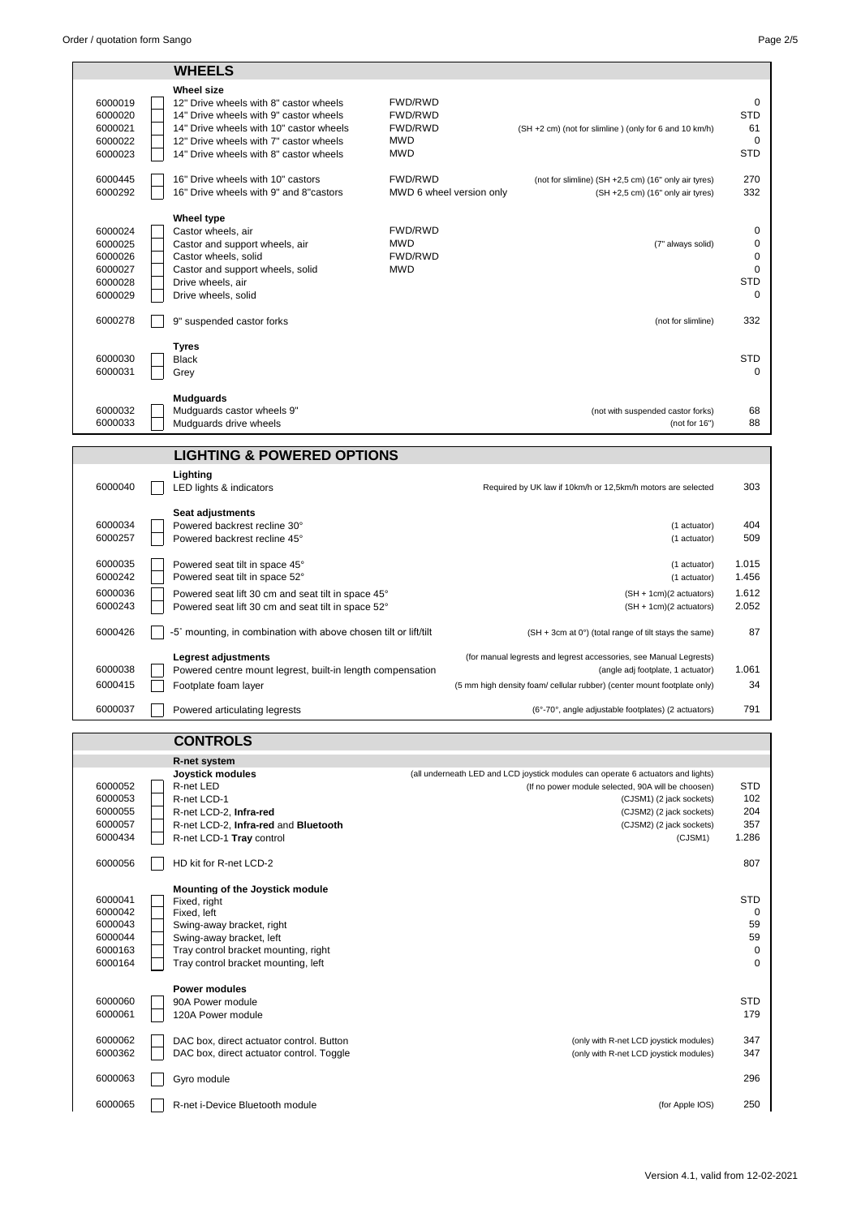## WHEELS

| Code | | Description | Drive | Notes | Price |
|---|---|---|---|---|---|
| | | **Wheel size** | | | |
| 6000019 | ☐ | 12" Drive wheels with 8" castor wheels | FWD/RWD | | 0 |
| 6000020 | ☐ | 14" Drive wheels with 9" castor wheels | FWD/RWD | | STD |
| 6000021 | ☐ | 14" Drive wheels with 10" castor wheels | FWD/RWD | (SH +2 cm) (not for slimline ) (only for 6 and 10 km/h) | 61 |
| 6000022 | ☐ | 12" Drive wheels with 7" castor wheels | MWD | | 0 |
| 6000023 | ☐ | 14" Drive wheels with 8" castor wheels | MWD | | STD |
| 6000445 | ☐ | 16" Drive wheels with 10" castors | FWD/RWD | (not for slimline) (SH +2,5 cm) (16" only air tyres) | 270 |
| 6000292 | ☐ | 16" Drive wheels with 9" and 8"castors | MWD 6 wheel version only | (SH +2,5 cm) (16" only air tyres) | 332 |
| | | **Wheel type** | | | |
| 6000024 | ☐ | Castor wheels, air | FWD/RWD | | 0 |
| 6000025 | ☐ | Castor and support wheels, air | MWD | (7" always solid) | 0 |
| 6000026 | ☐ | Castor wheels, solid | FWD/RWD | | 0 |
| 6000027 | ☐ | Castor and support wheels, solid | MWD | | 0 |
| 6000028 | ☐ | Drive wheels, air | | | STD |
| 6000029 | ☐ | Drive wheels, solid | | | 0 |
| 6000278 | ☐ | 9" suspended castor forks | | (not for slimline) | 332 |
| | | **Tyres** | | | |
| 6000030 | ☐ | Black | | | STD |
| 6000031 | ☐ | Grey | | | 0 |
| | | **Mudguards** | | | |
| 6000032 | ☐ | Mudguards castor wheels 9" | | (not with suspended castor forks) | 68 |
| 6000033 | ☐ | Mudguards drive wheels | | (not for 16") | 88 |

## LIGHTING & POWERED OPTIONS

| Code | | Description | Notes | Price |
|---|---|---|---|---|
| | | **Lighting** | | |
| 6000040 | ☐ | LED lights & indicators | Required by UK law if 10km/h or 12,5km/h motors are selected | 303 |
| | | **Seat adjustments** | | |
| 6000034 | ☐ | Powered backrest recline 30° | (1 actuator) | 404 |
| 6000257 | ☐ | Powered backrest recline 45° | (1 actuator) | 509 |
| 6000035 | ☐ | Powered seat tilt in space 45° | (1 actuator) | 1.015 |
| 6000242 | ☐ | Powered seat tilt in space 52° | (1 actuator) | 1.456 |
| 6000036 | ☐ | Powered seat lift 30 cm and seat tilt in space 45° | (SH + 1cm)(2 actuators) | 1.612 |
| 6000243 | ☐ | Powered seat lift 30 cm and seat tilt in space 52° | (SH + 1cm)(2 actuators) | 2.052 |
| 6000426 | ☐ | -5˚ mounting, in combination with above chosen tilt or lift/tilt | (SH + 3cm at 0°) (total range of tilt stays the same) | 87 |
| | | **Legrest adjustments** | (for manual legrests and legrest accessories, see Manual Legrests) | |
| 6000038 | ☐ | Powered centre mount legrest, built-in length compensation | (angle adj footplate, 1 actuator) | 1.061 |
| 6000415 | ☐ | Footplate foam layer | (5 mm high density foam/ cellular rubber) (center mount footplate only) | 34 |
| 6000037 | ☐ | Powered articulating legrests | (6°-70°, angle adjustable footplates) (2 actuators) | 791 |

## CONTROLS

| Code | | Description | Notes | Price |
|---|---|---|---|---|
| | | **R-net system** | | |
| | | **Joystick modules** | (all underneath LED and LCD joystick modules can operate 6 actuators and lights) | |
| 6000052 | ☐ | R-net LED | (If no power module selected, 90A will be choosen) | STD |
| 6000053 | ☐ | R-net LCD-1 | (CJSM1) (2 jack sockets) | 102 |
| 6000055 | ☐ | R-net LCD-2, **Infra-red** | (CJSM2) (2 jack sockets) | 204 |
| 6000057 | ☐ | R-net LCD-2, **Infra-red** and **Bluetooth** | (CJSM2) (2 jack sockets) | 357 |
| 6000434 | ☐ | R-net LCD-1 **Tray** control | (CJSM1) | 1.286 |
| 6000056 | ☐ | HD kit for R-net LCD-2 | | 807 |
| | | **Mounting of the Joystick module** | | |
| 6000041 | ☐ | Fixed, right | | STD |
| 6000042 | ☐ | Fixed, left | | 0 |
| 6000043 | ☐ | Swing-away bracket, right | | 59 |
| 6000044 | ☐ | Swing-away bracket, left | | 59 |
| 6000163 | ☐ | Tray control bracket mounting, right | | 0 |
| 6000164 | ☐ | Tray control bracket mounting, left | | 0 |
| | | **Power modules** | | |
| 6000060 | ☐ | 90A Power module | | STD |
| 6000061 | ☐ | 120A Power module | | 179 |
| 6000062 | ☐ | DAC box, direct actuator control. Button | (only with R-net LCD joystick modules) | 347 |
| 6000362 | ☐ | DAC box, direct actuator control. Toggle | (only with R-net LCD joystick modules) | 347 |
| 6000063 | ☐ | Gyro module | | 296 |
| 6000065 | ☐ | R-net i-Device Bluetooth module | (for Apple IOS) | 250 |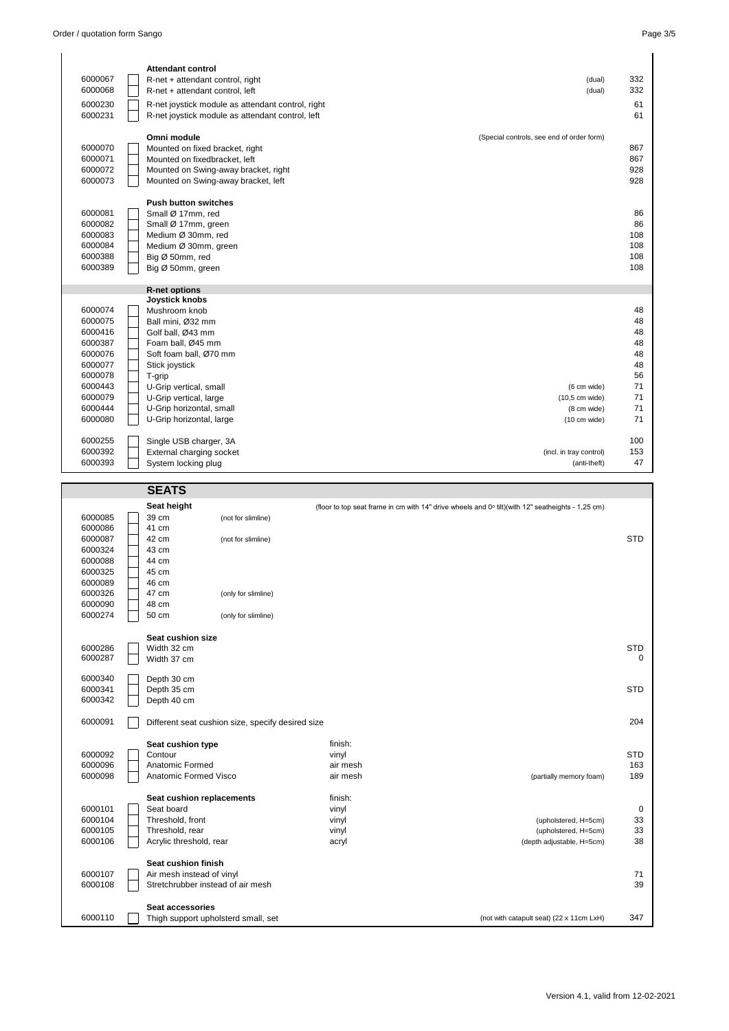| Code | | Description | | | Price |
|---|---|---|---|---|---|
| | | **Attendant control** | | | |
| 6000067 | ☐ | R-net + attendant control, right | | (dual) | 332 |
| 6000068 | ☐ | R-net + attendant control, left | | (dual) | 332 |
| 6000230 | ☐ | R-net joystick module as attendant control, right | | | 61 |
| 6000231 | ☐ | R-net joystick module as attendant control, left | | | 61 |
| | | **Omni module** | | (Special controls, see end of order form) | |
| 6000070 | ☐ | Mounted on fixed bracket, right | | | 867 |
| 6000071 | ☐ | Mounted on fixedbracket, left | | | 867 |
| 6000072 | ☐ | Mounted on Swing-away bracket, right | | | 928 |
| 6000073 | ☐ | Mounted on Swing-away bracket, left | | | 928 |
| | | **Push button switches** | | | |
| 6000081 | ☐ | Small Ø 17mm, red | | | 86 |
| 6000082 | ☐ | Small Ø 17mm, green | | | 86 |
| 6000083 | ☐ | Medium Ø 30mm, red | | | 108 |
| 6000084 | ☐ | Medium Ø 30mm, green | | | 108 |
| 6000388 | ☐ | Big Ø 50mm, red | | | 108 |
| 6000389 | ☐ | Big Ø 50mm, green | | | 108 |
| | | **R-net options** | | | |
| | | **Joystick knobs** | | | |
| 6000074 | ☐ | Mushroom knob | | | 48 |
| 6000075 | ☐ | Ball mini, Ø32 mm | | | 48 |
| 6000416 | ☐ | Golf ball, Ø43 mm | | | 48 |
| 6000387 | ☐ | Foam ball, Ø45 mm | | | 48 |
| 6000076 | ☐ | Soft foam ball, Ø70 mm | | | 48 |
| 6000077 | ☐ | Stick joystick | | | 48 |
| 6000078 | ☐ | T-grip | | | 56 |
| 6000443 | ☐ | U-Grip vertical, small | | (6 cm wide) | 71 |
| 6000079 | ☐ | U-Grip vertical, large | | (10,5 cm wide) | 71 |
| 6000444 | ☐ | U-Grip horizontal, small | | (8 cm wide) | 71 |
| 6000080 | ☐ | U-Grip horizontal, large | | (10 cm wide) | 71 |
| 6000255 | ☐ | Single USB charger, 3A | | | 100 |
| 6000392 | ☐ | External charging socket | | (incl. in tray control) | 153 |
| 6000393 | ☐ | System locking plug | | (anti-theft) | 47 |

## SEATS

| Code | | Description | | | Price |
|---|---|---|---|---|---|
| | | **Seat height** | | (floor to top seat frame in cm with 14" drive wheels and 0° tilt)(with 12" seatheights - 1,25 cm) | |
| 6000085 | ☐ | 39 cm (not for slimline) | | | |
| 6000086 | ☐ | 41 cm | | | |
| 6000087 | ☐ | 42 cm (not for slimline) | | | STD |
| 6000324 | ☐ | 43 cm | | | |
| 6000088 | ☐ | 44 cm | | | |
| 6000325 | ☐ | 45 cm | | | |
| 6000089 | ☐ | 46 cm | | | |
| 6000326 | ☐ | 47 cm (only for slimline) | | | |
| 6000090 | ☐ | 48 cm | | | |
| 6000274 | ☐ | 50 cm (only for slimline) | | | |
| | | **Seat cushion size** | | | |
| 6000286 | ☐ | Width 32 cm | | | STD |
| 6000287 | ☐ | Width 37 cm | | | 0 |
| 6000340 | ☐ | Depth 30 cm | | | |
| 6000341 | ☐ | Depth 35 cm | | | STD |
| 6000342 | ☐ | Depth 40 cm | | | |
| 6000091 | ☐ | Different seat cushion size, specify desired size | | | 204 |
| | | **Seat cushion type** | finish: | | |
| 6000092 | ☐ | Contour | vinyl | | STD |
| 6000096 | ☐ | Anatomic Formed | air mesh | | 163 |
| 6000098 | ☐ | Anatomic Formed Visco | air mesh | (partially memory foam) | 189 |
| | | **Seat cushion replacements** | finish: | | |
| 6000101 | ☐ | Seat board | vinyl | | 0 |
| 6000104 | ☐ | Threshold, front | vinyl | (upholstered, H=5cm) | 33 |
| 6000105 | ☐ | Threshold, rear | vinyl | (upholstered, H=5cm) | 33 |
| 6000106 | ☐ | Acrylic threshold, rear | acryl | (depth adjustable, H=5cm) | 38 |
| | | **Seat cushion finish** | | | |
| 6000107 | ☐ | Air mesh instead of vinyl | | | 71 |
| 6000108 | ☐ | Stretchrubber instead of air mesh | | | 39 |
| | | **Seat accessories** | | | |
| 6000110 | ☐ | Thigh support upholsterd small, set | | (not with catapult seat) (22 x 11cm LxH) | 347 |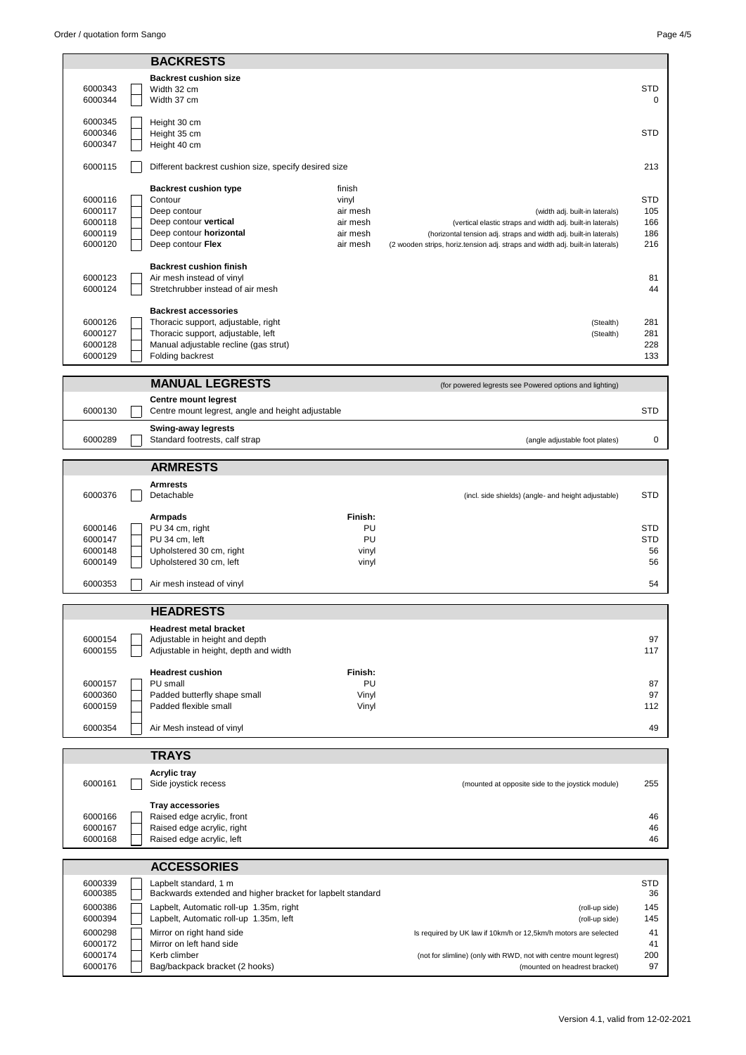## BACKRESTS

| Code | | Option | Finish | Notes | Price |
|---|---|---|---|---|---|
| | | **Backrest cushion size** | | | |
| 6000343 | ☐ | Width 32 cm | | | STD |
| 6000344 | ☐ | Width 37 cm | | | 0 |
| 6000345 | ☐ | Height 30 cm | | | |
| 6000346 | ☐ | Height 35 cm | | | STD |
| 6000347 | ☐ | Height 40 cm | | | |
| 6000115 | ☐ | Different backrest cushion size, specify desired size | | | 213 |
| | | **Backrest cushion type** | finish | | |
| 6000116 | ☐ | Contour | vinyl | | STD |
| 6000117 | ☐ | Deep contour | air mesh | (width adj. built-in laterals) | 105 |
| 6000118 | ☐ | Deep contour **vertical** | air mesh | (vertical elastic straps and width adj. built-in laterals) | 166 |
| 6000119 | ☐ | Deep contour **horizontal** | air mesh | (horizontal tension adj. straps and width adj. built-in laterals) | 186 |
| 6000120 | ☐ | Deep contour **Flex** | air mesh | (2 wooden strips, horiz.tension adj. straps and width adj. built-in laterals) | 216 |
| | | **Backrest cushion finish** | | | |
| 6000123 | ☐ | Air mesh instead of vinyl | | | 81 |
| 6000124 | ☐ | Stretchrubber instead of air mesh | | | 44 |
| | | **Backrest accessories** | | | |
| 6000126 | ☐ | Thoracic support, adjustable, right | | (Stealth) | 281 |
| 6000127 | ☐ | Thoracic support, adjustable, left | | (Stealth) | 281 |
| 6000128 | ☐ | Manual adjustable recline (gas strut) | | | 228 |
| 6000129 | ☐ | Folding backrest | | | 133 |

## MANUAL LEGRESTS

(for powered legrests see Powered options and lighting)

| Code | | Option | Notes | Price |
|---|---|---|---|---|
| | | **Centre mount legrest** | | |
| 6000130 | ☐ | Centre mount legrest, angle and height adjustable | | STD |
| | | **Swing-away legrests** | | |
| 6000289 | ☐ | Standard footrests, calf strap | (angle adjustable foot plates) | 0 |

## ARMRESTS

| Code | | Option | Finish | Notes | Price |
|---|---|---|---|---|---|
| | | **Armrests** | | | |
| 6000376 | ☐ | Detachable | | (incl. side shields) (angle- and height adjustable) | STD |
| | | **Armpads** | **Finish:** | | |
| 6000146 | ☐ | PU 34 cm, right | PU | | STD |
| 6000147 | ☐ | PU 34 cm, left | PU | | STD |
| 6000148 | ☐ | Upholstered 30 cm, right | vinyl | | 56 |
| 6000149 | ☐ | Upholstered 30 cm, left | vinyl | | 56 |
| 6000353 | ☐ | Air mesh instead of vinyl | | | 54 |

## HEADRESTS

| Code | | Option | Finish | Price |
|---|---|---|---|---|
| | | **Headrest metal bracket** | | |
| 6000154 | ☐ | Adjustable in height and depth | | 97 |
| 6000155 | ☐ | Adjustable in height, depth and width | | 117 |
| | | **Headrest cushion** | **Finish:** | |
| 6000157 | ☐ | PU small | PU | 87 |
| 6000360 | ☐ | Padded butterfly shape small | Vinyl | 97 |
| 6000159 | ☐ | Padded flexible small | Vinyl | 112 |
| 6000354 | ☐ | Air Mesh instead of vinyl | | 49 |

## TRAYS

| Code | | Option | Notes | Price |
|---|---|---|---|---|
| | | **Acrylic tray** | | |
| 6000161 | ☐ | Side joystick recess | (mounted at opposite side to the joystick module) | 255 |
| | | **Tray accessories** | | |
| 6000166 | ☐ | Raised edge acrylic, front | | 46 |
| 6000167 | ☐ | Raised edge acrylic, right | | 46 |
| 6000168 | ☐ | Raised edge acrylic, left | | 46 |

## ACCESSORIES

| Code | | Option | Notes | Price |
|---|---|---|---|---|
| 6000339 | ☐ | Lapbelt standard, 1 m | | STD |
| 6000385 | ☐ | Backwards extended and higher bracket for lapbelt standard | | 36 |
| 6000386 | ☐ | Lapbelt, Automatic roll-up 1.35m, right | (roll-up side) | 145 |
| 6000394 | ☐ | Lapbelt, Automatic roll-up 1.35m, left | (roll-up side) | 145 |
| 6000298 | ☐ | Mirror on right hand side | Is required by UK law if 10km/h or 12,5km/h motors are selected | 41 |
| 6000172 | ☐ | Mirror on left hand side | | 41 |
| 6000174 | ☐ | Kerb climber | (not for slimline) (only with RWD, not with centre mount legrest) | 200 |
| 6000176 | ☐ | Bag/backpack bracket (2 hooks) | (mounted on headrest bracket) | 97 |

Version 4.1, valid from 12-02-2021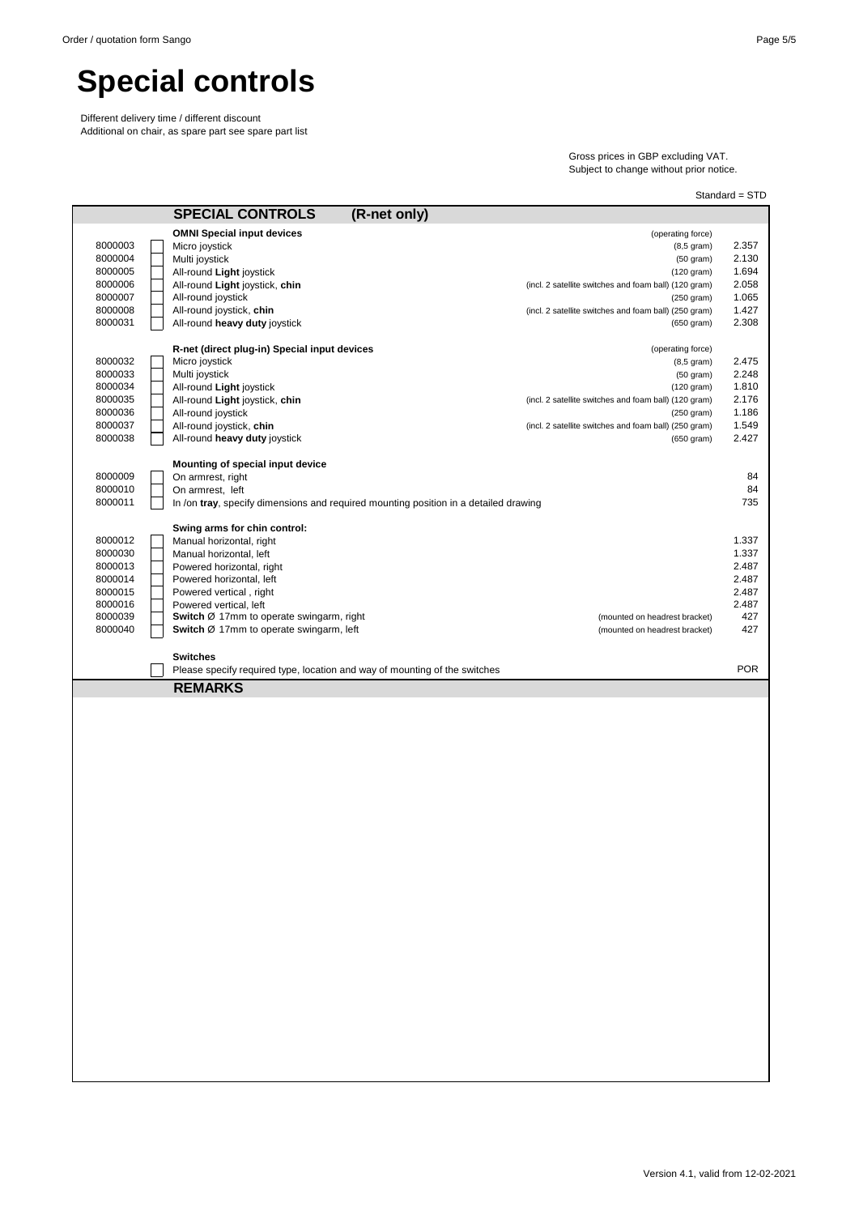# Special controls

Different delivery time / different discount
Additional on chair, as spare part see spare part list

Gross prices in GBP excluding VAT.
Subject to change without prior notice.

Standard = STD

| | | **SPECIAL CONTROLS (R-net only)** | | |
|---|---|---|---|---|
| | | **OMNI Special input devices** | (operating force) | |
| 8000003 | ☐ | Micro joystick | (8,5 gram) | 2.357 |
| 8000004 | ☐ | Multi joystick | (50 gram) | 2.130 |
| 8000005 | ☐ | All-round **Light** joystick | (120 gram) | 1.694 |
| 8000006 | ☐ | All-round **Light** joystick, **chin** | (incl. 2 satellite switches and foam ball) (120 gram) | 2.058 |
| 8000007 | ☐ | All-round joystick | (250 gram) | 1.065 |
| 8000008 | ☐ | All-round joystick, **chin** | (incl. 2 satellite switches and foam ball) (250 gram) | 1.427 |
| 8000031 | ☐ | All-round **heavy duty** joystick | (650 gram) | 2.308 |
| | | **R-net (direct plug-in) Special input devices** | (operating force) | |
| 8000032 | ☐ | Micro joystick | (8,5 gram) | 2.475 |
| 8000033 | ☐ | Multi joystick | (50 gram) | 2.248 |
| 8000034 | ☐ | All-round **Light** joystick | (120 gram) | 1.810 |
| 8000035 | ☐ | All-round **Light** joystick, **chin** | (incl. 2 satellite switches and foam ball) (120 gram) | 2.176 |
| 8000036 | ☐ | All-round joystick | (250 gram) | 1.186 |
| 8000037 | ☐ | All-round joystick, **chin** | (incl. 2 satellite switches and foam ball) (250 gram) | 1.549 |
| 8000038 | ☐ | All-round **heavy duty** joystick | (650 gram) | 2.427 |
| | | **Mounting of special input device** | | |
| 8000009 | ☐ | On armrest, right | | 84 |
| 8000010 | ☐ | On armrest, left | | 84 |
| 8000011 | ☐ | In /on **tray**, specify dimensions and required mounting position in a detailed drawing | | 735 |
| | | **Swing arms for chin control:** | | |
| 8000012 | ☐ | Manual horizontal, right | | 1.337 |
| 8000030 | ☐ | Manual horizontal, left | | 1.337 |
| 8000013 | ☐ | Powered horizontal, right | | 2.487 |
| 8000014 | ☐ | Powered horizontal, left | | 2.487 |
| 8000015 | ☐ | Powered vertical , right | | 2.487 |
| 8000016 | ☐ | Powered vertical, left | | 2.487 |
| 8000039 | ☐ | **Switch** Ø 17mm to operate swingarm, right | (mounted on headrest bracket) | 427 |
| 8000040 | ☐ | **Switch** Ø 17mm to operate swingarm, left | (mounted on headrest bracket) | 427 |
| | | **Switches** | | |
| | ☐ | Please specify required type, location and way of mounting of the switches | | POR |

**REMARKS**

Version 4.1, valid from 12-02-2021